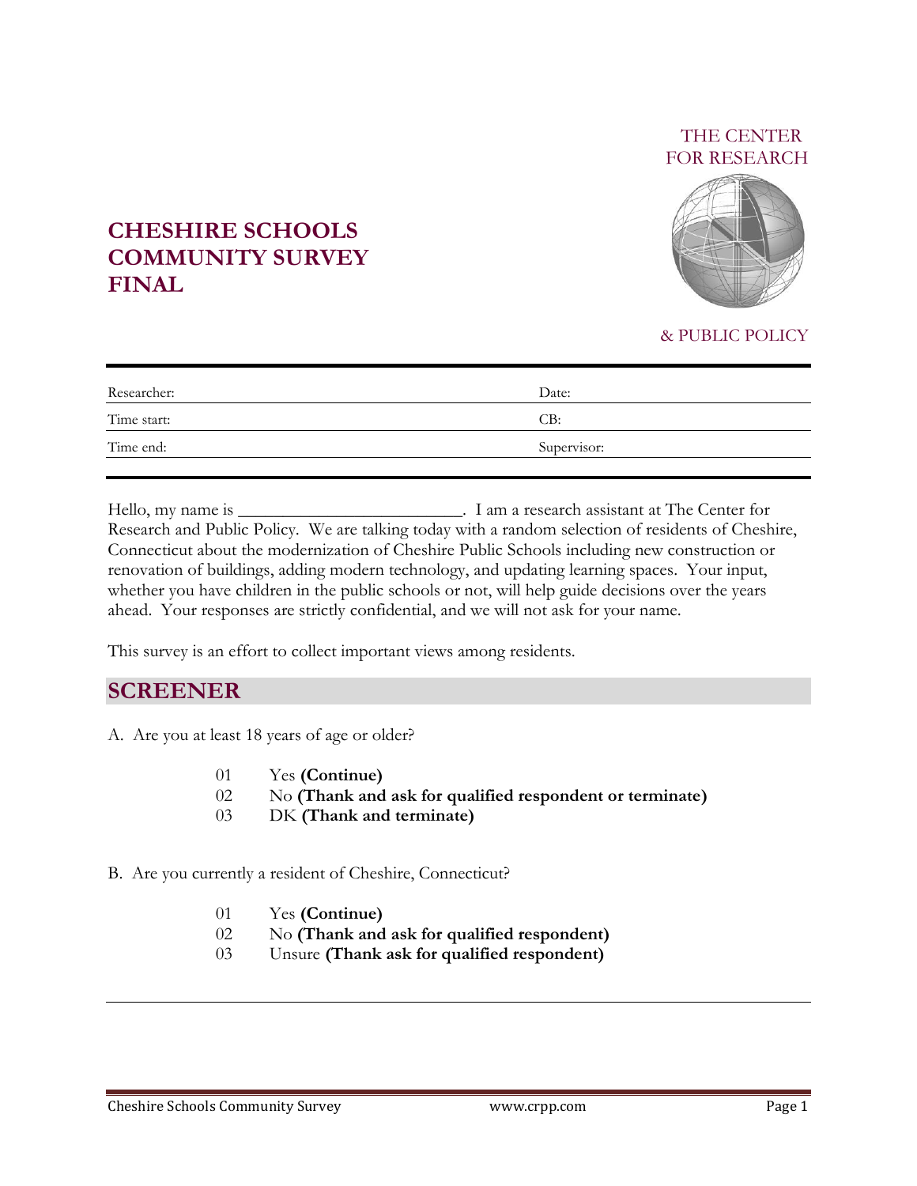THE CENTER FOR RESEARCH & PUBLIC POLICY

# CHESHIRE SCHOOLS COMMUNITY SURVEY FINAL

| Researcher: | Date: |
|---|---|
| Time start: | CB: |
| Time end: | Supervisor: |

Hello, my name is _________________________. I am a research assistant at The Center for Research and Public Policy. We are talking today with a random selection of residents of Cheshire, Connecticut about the modernization of Cheshire Public Schools including new construction or renovation of buildings, adding modern technology, and updating learning spaces. Your input, whether you have children in the public schools or not, will help guide decisions over the years ahead. Your responses are strictly confidential, and we will not ask for your name.

This survey is an effort to collect important views among residents.

## SCREENER

A. Are you at least 18 years of age or older?

- 01 Yes **(Continue)**
- 02 No **(Thank and ask for qualified respondent or terminate)**
- 03 DK **(Thank and terminate)**

B. Are you currently a resident of Cheshire, Connecticut?

- 01 Yes **(Continue)**
- 02 No **(Thank and ask for qualified respondent)**
- 03 Unsure **(Thank ask for qualified respondent)**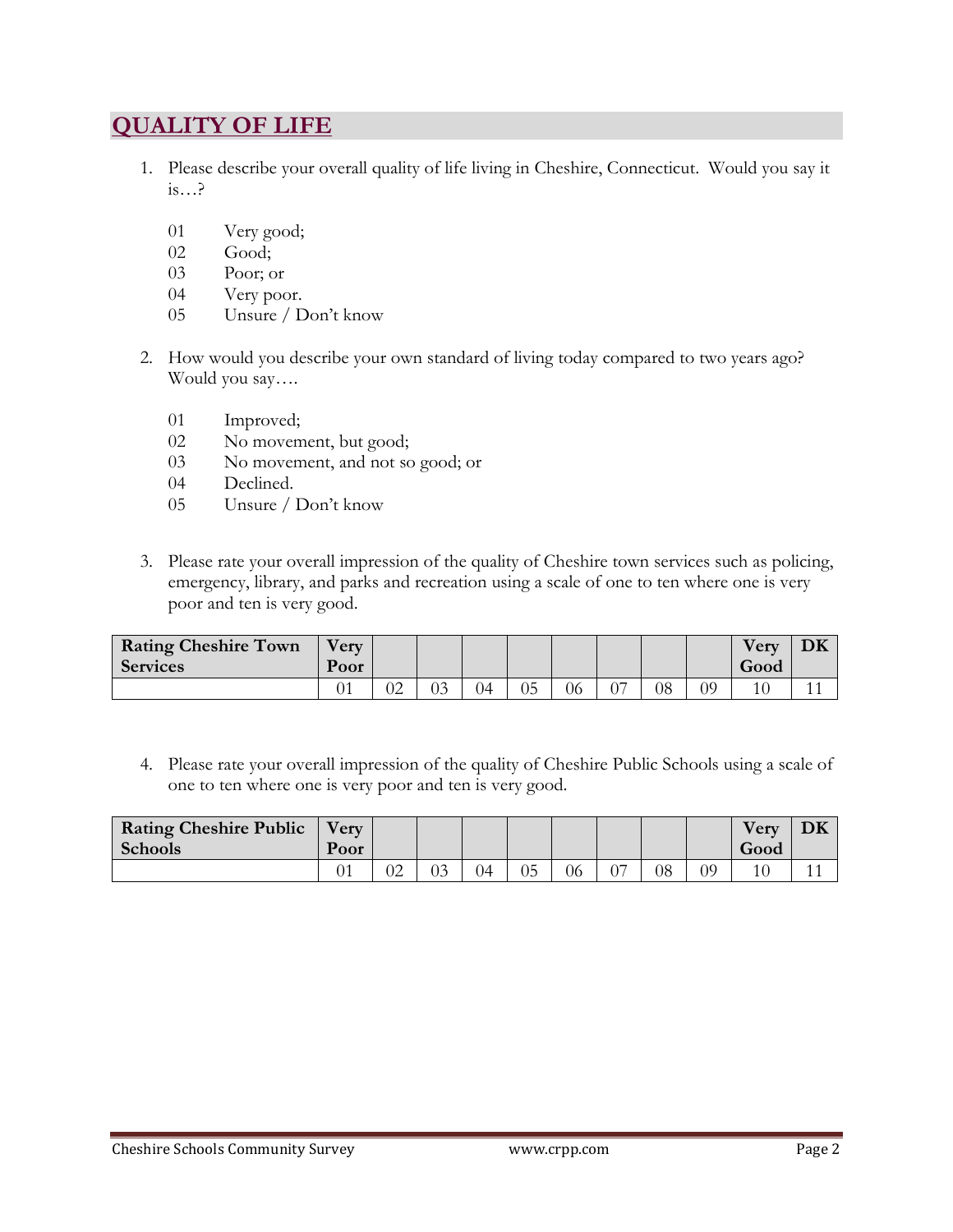## QUALITY OF LIFE

1. Please describe your overall quality of life living in Cheshire, Connecticut. Would you say it is…?

   01 Very good;
   02 Good;
   03 Poor; or
   04 Very poor.
   05 Unsure / Don't know

2. How would you describe your own standard of living today compared to two years ago? Would you say….

   01 Improved;
   02 No movement, but good;
   03 No movement, and not so good; or
   04 Declined.
   05 Unsure / Don't know

3. Please rate your overall impression of the quality of Cheshire town services such as policing, emergency, library, and parks and recreation using a scale of one to ten where one is very poor and ten is very good.

| Rating Cheshire Town Services | Very Poor | | | | | | | | | Very Good | DK |
|---|---|---|---|---|---|---|---|---|---|---|---|
| | 01 | 02 | 03 | 04 | 05 | 06 | 07 | 08 | 09 | 10 | 11 |

4. Please rate your overall impression of the quality of Cheshire Public Schools using a scale of one to ten where one is very poor and ten is very good.

| Rating Cheshire Public Schools | Very Poor | | | | | | | | | Very Good | DK |
|---|---|---|---|---|---|---|---|---|---|---|---|
| | 01 | 02 | 03 | 04 | 05 | 06 | 07 | 08 | 09 | 10 | 11 |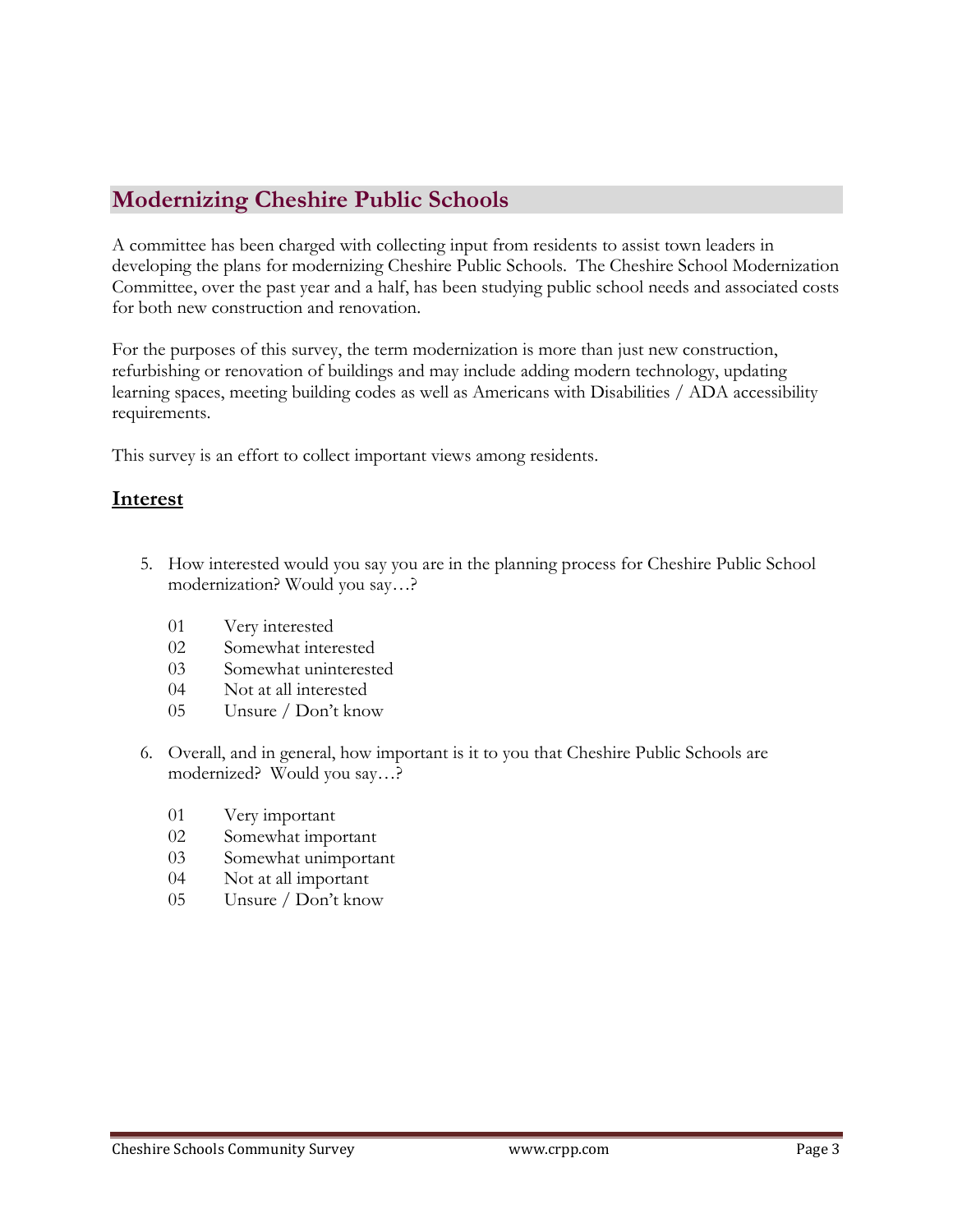## Modernizing Cheshire Public Schools

A committee has been charged with collecting input from residents to assist town leaders in developing the plans for modernizing Cheshire Public Schools. The Cheshire School Modernization Committee, over the past year and a half, has been studying public school needs and associated costs for both new construction and renovation.

For the purposes of this survey, the term modernization is more than just new construction, refurbishing or renovation of buildings and may include adding modern technology, updating learning spaces, meeting building codes as well as Americans with Disabilities / ADA accessibility requirements.

This survey is an effort to collect important views among residents.

### Interest

5. How interested would you say you are in the planning process for Cheshire Public School modernization? Would you say…?

   01 Very interested
   02 Somewhat interested
   03 Somewhat uninterested
   04 Not at all interested
   05 Unsure / Don't know

6. Overall, and in general, how important is it to you that Cheshire Public Schools are modernized? Would you say…?

   01 Very important
   02 Somewhat important
   03 Somewhat unimportant
   04 Not at all important
   05 Unsure / Don't know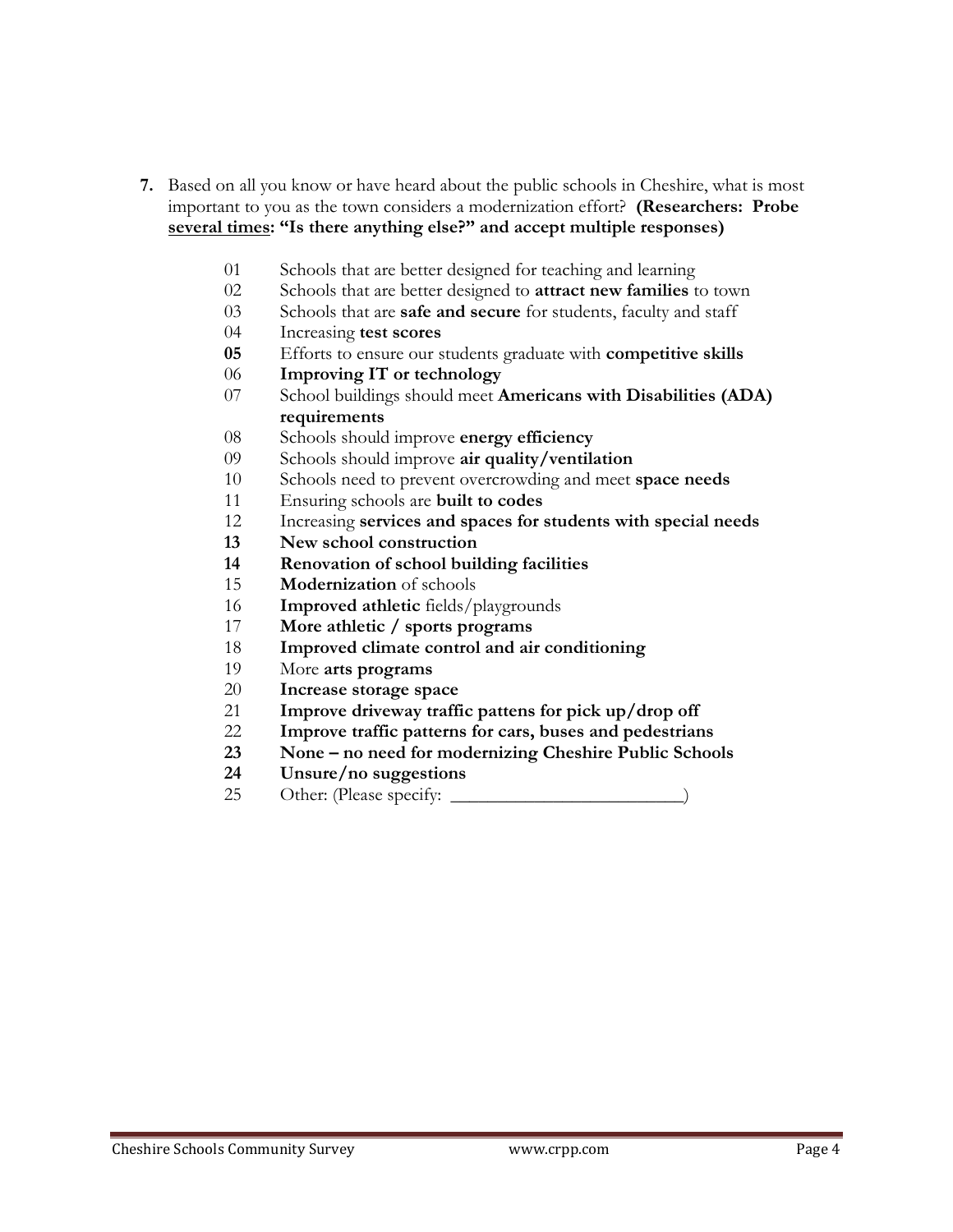**7.** Based on all you know or have heard about the public schools in Cheshire, what is most important to you as the town considers a modernization effort? **(Researchers: Probe <u>several times</u>: "Is there anything else?" and accept multiple responses)**

01 Schools that are better designed for teaching and learning
02 Schools that are better designed to **attract new families** to town
03 Schools that are **safe and secure** for students, faculty and staff
04 Increasing **test scores**
**05** Efforts to ensure our students graduate with **competitive skills**
06 **Improving IT or technology**
07 School buildings should meet **Americans with Disabilities (ADA) requirements**
08 Schools should improve **energy efficiency**
09 Schools should improve **air quality/ventilation**
10 Schools need to prevent overcrowding and meet **space needs**
11 Ensuring schools are **built to codes**
12 Increasing **services and spaces for students with special needs**
**13** **New school construction**
**14** **Renovation of school building facilities**
15 **Modernization** of schools
16 **Improved athletic** fields/playgrounds
17 **More athletic / sports programs**
18 **Improved climate control and air conditioning**
19 More **arts programs**
20 **Increase storage space**
21 **Improve driveway traffic pattens for pick up/drop off**
22 **Improve traffic patterns for cars, buses and pedestrians**
**23** **None – no need for modernizing Cheshire Public Schools**
**24** **Unsure/no suggestions**
25 Other: (Please specify: ________________________)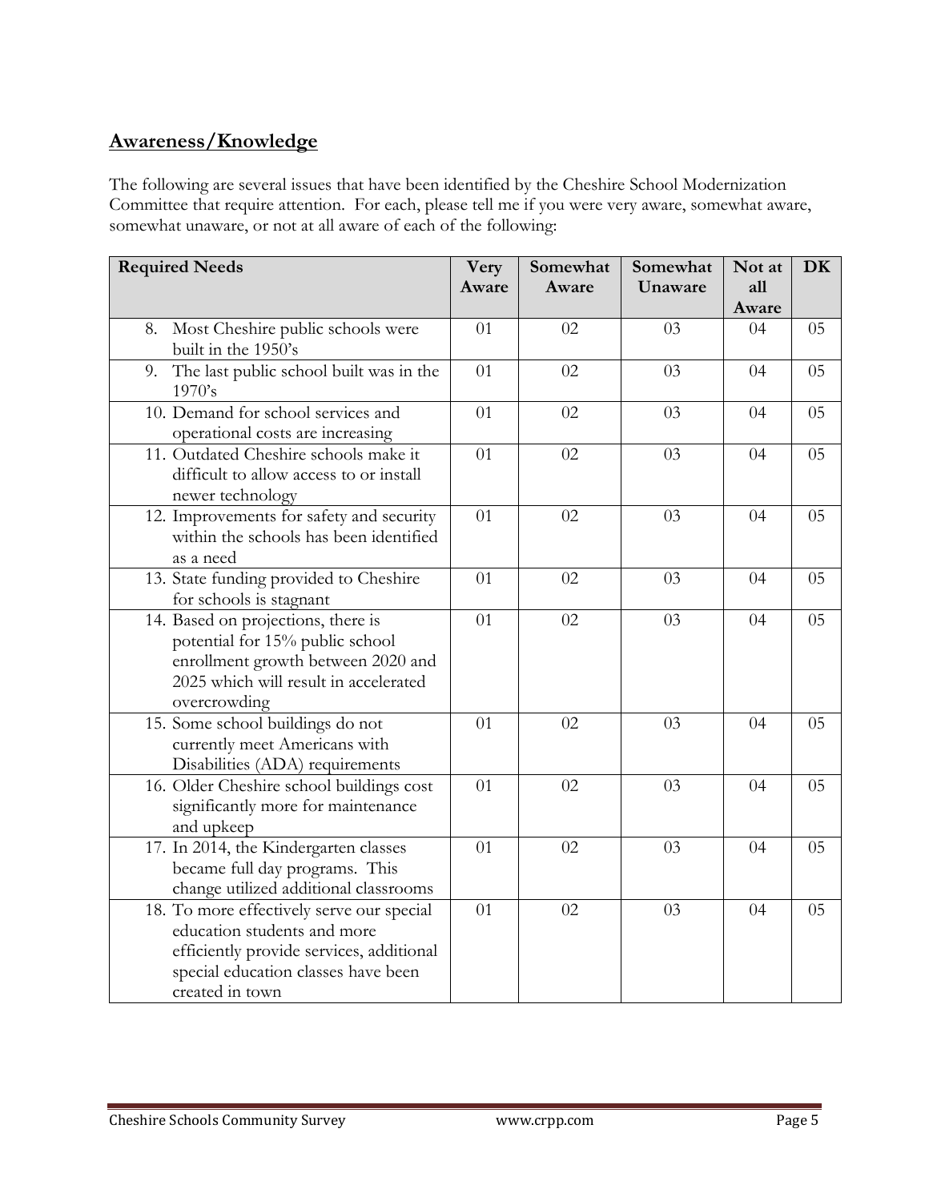## Awareness/Knowledge

The following are several issues that have been identified by the Cheshire School Modernization Committee that require attention. For each, please tell me if you were very aware, somewhat aware, somewhat unaware, or not at all aware of each of the following:

| Required Needs | Very Aware | Somewhat Aware | Somewhat Unaware | Not at all Aware | DK |
|---|---|---|---|---|---|
| 8. Most Cheshire public schools were built in the 1950's | 01 | 02 | 03 | 04 | 05 |
| 9. The last public school built was in the 1970's | 01 | 02 | 03 | 04 | 05 |
| 10. Demand for school services and operational costs are increasing | 01 | 02 | 03 | 04 | 05 |
| 11. Outdated Cheshire schools make it difficult to allow access to or install newer technology | 01 | 02 | 03 | 04 | 05 |
| 12. Improvements for safety and security within the schools has been identified as a need | 01 | 02 | 03 | 04 | 05 |
| 13. State funding provided to Cheshire for schools is stagnant | 01 | 02 | 03 | 04 | 05 |
| 14. Based on projections, there is potential for 15% public school enrollment growth between 2020 and 2025 which will result in accelerated overcrowding | 01 | 02 | 03 | 04 | 05 |
| 15. Some school buildings do not currently meet Americans with Disabilities (ADA) requirements | 01 | 02 | 03 | 04 | 05 |
| 16. Older Cheshire school buildings cost significantly more for maintenance and upkeep | 01 | 02 | 03 | 04 | 05 |
| 17. In 2014, the Kindergarten classes became full day programs. This change utilized additional classrooms | 01 | 02 | 03 | 04 | 05 |
| 18. To more effectively serve our special education students and more efficiently provide services, additional special education classes have been created in town | 01 | 02 | 03 | 04 | 05 |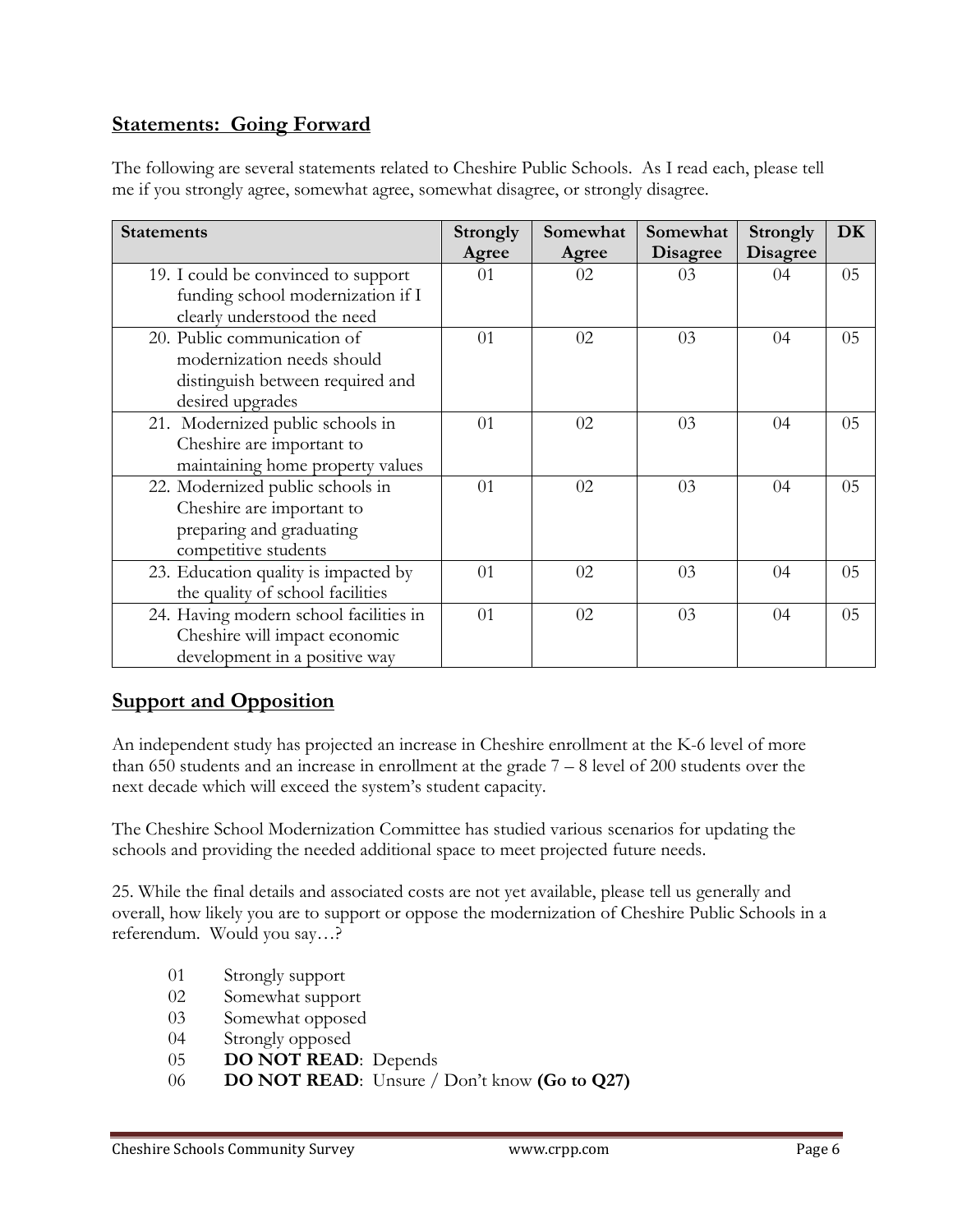## Statements: Going Forward

The following are several statements related to Cheshire Public Schools. As I read each, please tell me if you strongly agree, somewhat agree, somewhat disagree, or strongly disagree.

| Statements | Strongly Agree | Somewhat Agree | Somewhat Disagree | Strongly Disagree | DK |
|---|---|---|---|---|---|
| 19. I could be convinced to support funding school modernization if I clearly understood the need | 01 | 02 | 03 | 04 | 05 |
| 20. Public communication of modernization needs should distinguish between required and desired upgrades | 01 | 02 | 03 | 04 | 05 |
| 21. Modernized public schools in Cheshire are important to maintaining home property values | 01 | 02 | 03 | 04 | 05 |
| 22. Modernized public schools in Cheshire are important to preparing and graduating competitive students | 01 | 02 | 03 | 04 | 05 |
| 23. Education quality is impacted by the quality of school facilities | 01 | 02 | 03 | 04 | 05 |
| 24. Having modern school facilities in Cheshire will impact economic development in a positive way | 01 | 02 | 03 | 04 | 05 |

## Support and Opposition

An independent study has projected an increase in Cheshire enrollment at the K-6 level of more than 650 students and an increase in enrollment at the grade 7 – 8 level of 200 students over the next decade which will exceed the system's student capacity.

The Cheshire School Modernization Committee has studied various scenarios for updating the schools and providing the needed additional space to meet projected future needs.

25. While the final details and associated costs are not yet available, please tell us generally and overall, how likely you are to support or oppose the modernization of Cheshire Public Schools in a referendum. Would you say…?

- 01 Strongly support
- 02 Somewhat support
- 03 Somewhat opposed
- 04 Strongly opposed
- 05 **DO NOT READ**: Depends
- 06 **DO NOT READ**: Unsure / Don't know **(Go to Q27)**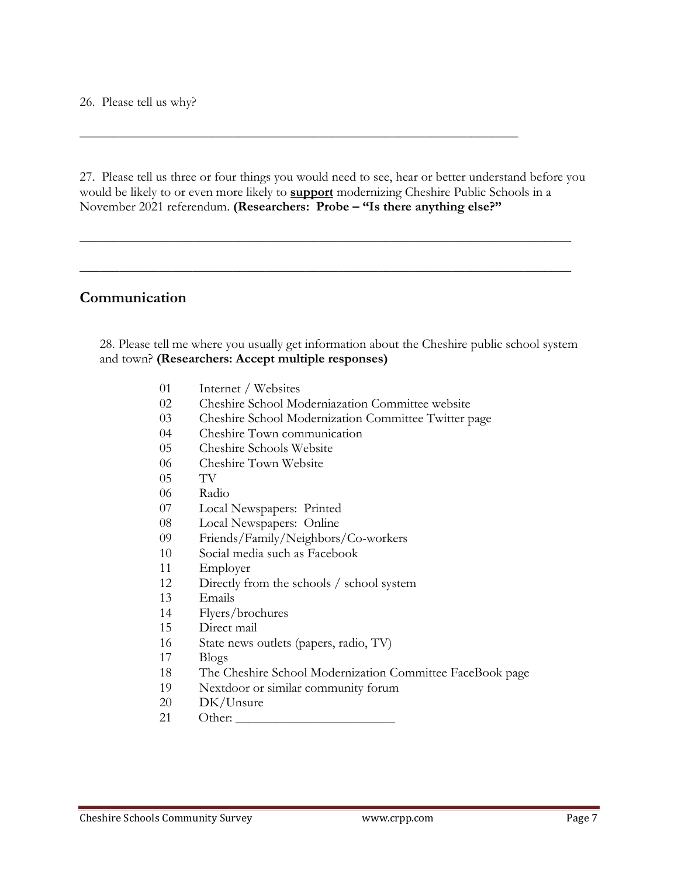26. Please tell us why?

\_\_\_\_\_\_\_\_\_\_\_\_\_\_\_\_\_\_\_\_\_\_\_\_\_\_\_\_\_\_\_\_\_\_\_\_\_\_\_\_\_\_\_\_\_\_\_\_\_\_\_\_\_\_\_\_\_\_\_\_\_\_\_\_\_\_

27. Please tell us three or four things you would need to see, hear or better understand before you would be likely to or even more likely to **support** modernizing Cheshire Public Schools in a November 2021 referendum. **(Researchers: Probe – "Is there anything else?"**

\_\_\_\_\_\_\_\_\_\_\_\_\_\_\_\_\_\_\_\_\_\_\_\_\_\_\_\_\_\_\_\_\_\_\_\_\_\_\_\_\_\_\_\_\_\_\_\_\_\_\_\_\_\_\_\_\_\_\_\_\_\_\_\_\_\_\_\_\_\_\_\_\_\_

\_\_\_\_\_\_\_\_\_\_\_\_\_\_\_\_\_\_\_\_\_\_\_\_\_\_\_\_\_\_\_\_\_\_\_\_\_\_\_\_\_\_\_\_\_\_\_\_\_\_\_\_\_\_\_\_\_\_\_\_\_\_\_\_\_\_\_\_\_\_\_\_\_\_

## Communication

28. Please tell me where you usually get information about the Cheshire public school system and town? **(Researchers: Accept multiple responses)**

01 Internet / Websites
02 Cheshire School Moderniazation Committee website
03 Cheshire School Modernization Committee Twitter page
04 Cheshire Town communication
05 Cheshire Schools Website
06 Cheshire Town Website
05 TV
06 Radio
07 Local Newspapers: Printed
08 Local Newspapers: Online
09 Friends/Family/Neighbors/Co-workers
10 Social media such as Facebook
11 Employer
12 Directly from the schools / school system
13 Emails
14 Flyers/brochures
15 Direct mail
16 State news outlets (papers, radio, TV)
17 Blogs
18 The Cheshire School Modernization Committee FaceBook page
19 Nextdoor or similar community forum
20 DK/Unsure
21 Other: \_\_\_\_\_\_\_\_\_\_\_\_\_\_\_\_\_\_\_\_\_\_\_\_\_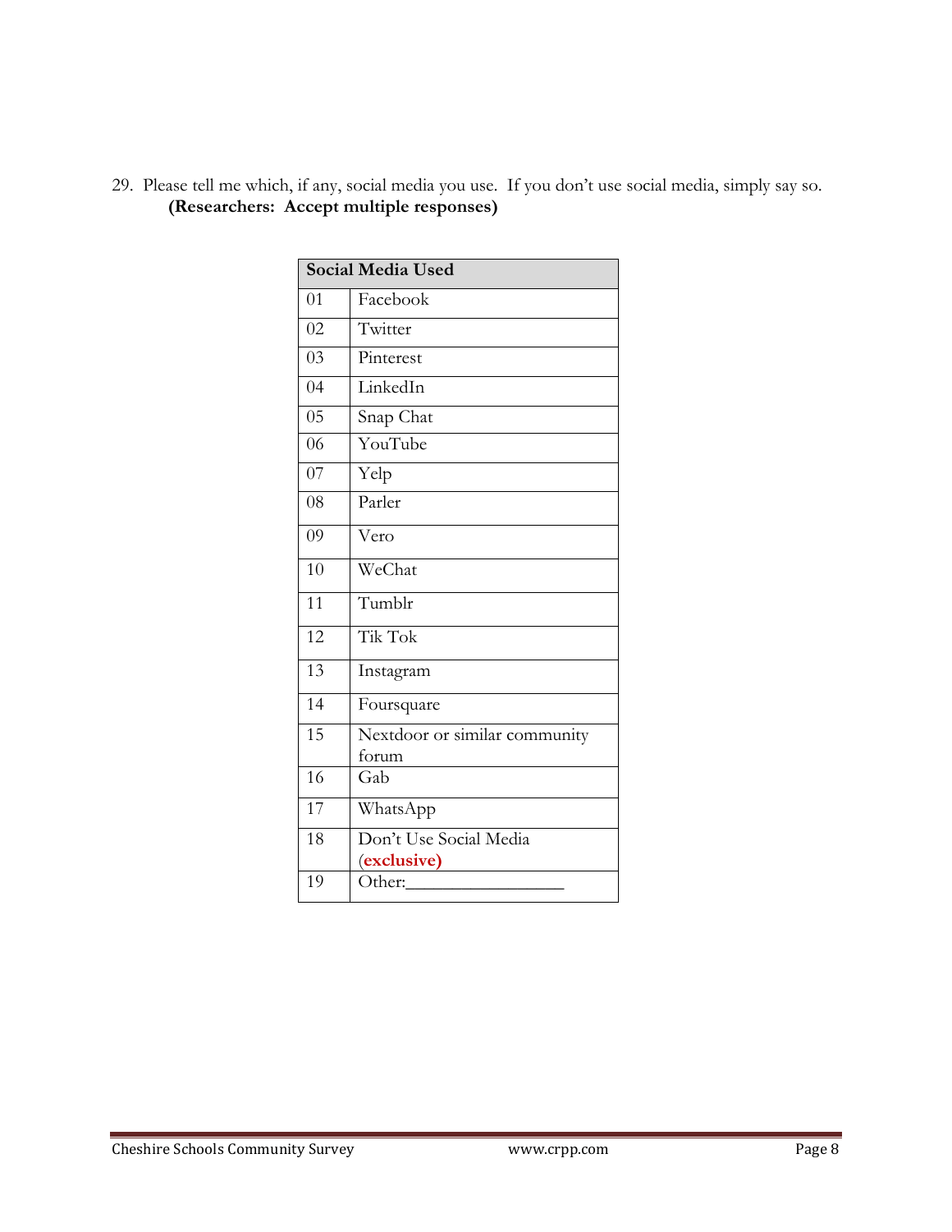29. Please tell me which, if any, social media you use. If you don't use social media, simply say so. **(Researchers: Accept multiple responses)**

| Social Media Used | |
|---|---|
| 01 | Facebook |
| 02 | Twitter |
| 03 | Pinterest |
| 04 | LinkedIn |
| 05 | Snap Chat |
| 06 | YouTube |
| 07 | Yelp |
| 08 | Parler |
| 09 | Vero |
| 10 | WeChat |
| 11 | Tumblr |
| 12 | Tik Tok |
| 13 | Instagram |
| 14 | Foursquare |
| 15 | Nextdoor or similar community forum |
| 16 | Gab |
| 17 | WhatsApp |
| 18 | Don't Use Social Media (**exclusive**) |
| 19 | Other:________________ |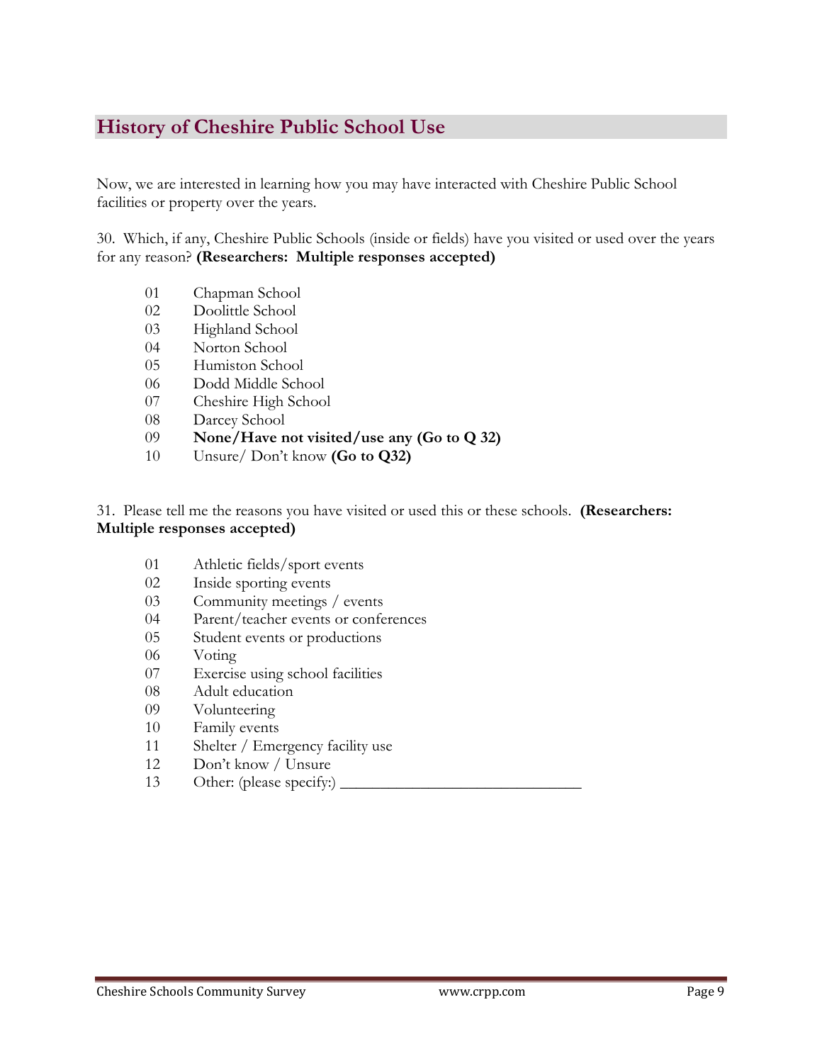## History of Cheshire Public School Use

Now, we are interested in learning how you may have interacted with Cheshire Public School facilities or property over the years.

30. Which, if any, Cheshire Public Schools (inside or fields) have you visited or used over the years for any reason? **(Researchers: Multiple responses accepted)**

- 01 Chapman School
- 02 Doolittle School
- 03 Highland School
- 04 Norton School
- 05 Humiston School
- 06 Dodd Middle School
- 07 Cheshire High School
- 08 Darcey School
- 09 **None/Have not visited/use any (Go to Q 32)**
- 10 Unsure/ Don't know **(Go to Q32)**

31. Please tell me the reasons you have visited or used this or these schools. **(Researchers: Multiple responses accepted)**

- 01 Athletic fields/sport events
- 02 Inside sporting events
- 03 Community meetings / events
- 04 Parent/teacher events or conferences
- 05 Student events or productions
- 06 Voting
- 07 Exercise using school facilities
- 08 Adult education
- 09 Volunteering
- 10 Family events
- 11 Shelter / Emergency facility use
- 12 Don't know / Unsure
- 13 Other: (please specify:) ______________________________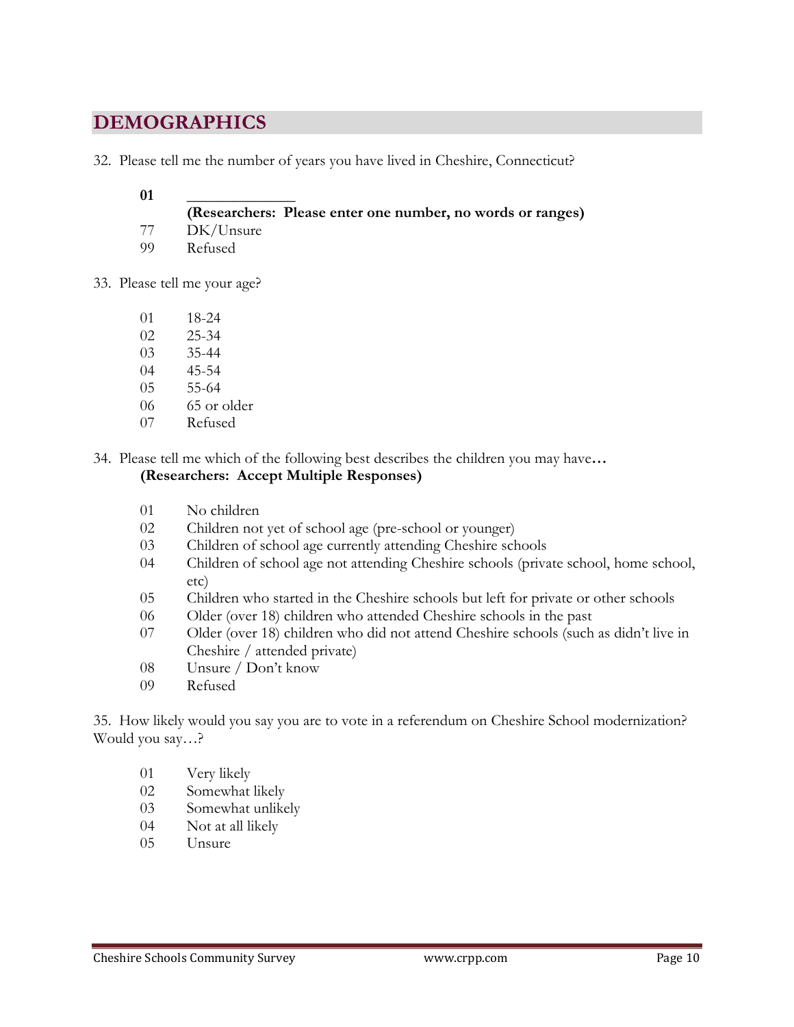## DEMOGRAPHICS

32. Please tell me the number of years you have lived in Cheshire, Connecticut?

**01** ______________
**(Researchers: Please enter one number, no words or ranges)**
77 DK/Unsure
99 Refused

33. Please tell me your age?

01 18-24
02 25-34
03 35-44
04 45-54
05 55-64
06 65 or older
07 Refused

34. Please tell me which of the following best describes the children you may have**…**
**(Researchers: Accept Multiple Responses)**

01 No children
02 Children not yet of school age (pre-school or younger)
03 Children of school age currently attending Cheshire schools
04 Children of school age not attending Cheshire schools (private school, home school, etc)
05 Children who started in the Cheshire schools but left for private or other schools
06 Older (over 18) children who attended Cheshire schools in the past
07 Older (over 18) children who did not attend Cheshire schools (such as didn't live in Cheshire / attended private)
08 Unsure / Don't know
09 Refused

35. How likely would you say you are to vote in a referendum on Cheshire School modernization? Would you say…?

01 Very likely
02 Somewhat likely
03 Somewhat unlikely
04 Not at all likely
05 Unsure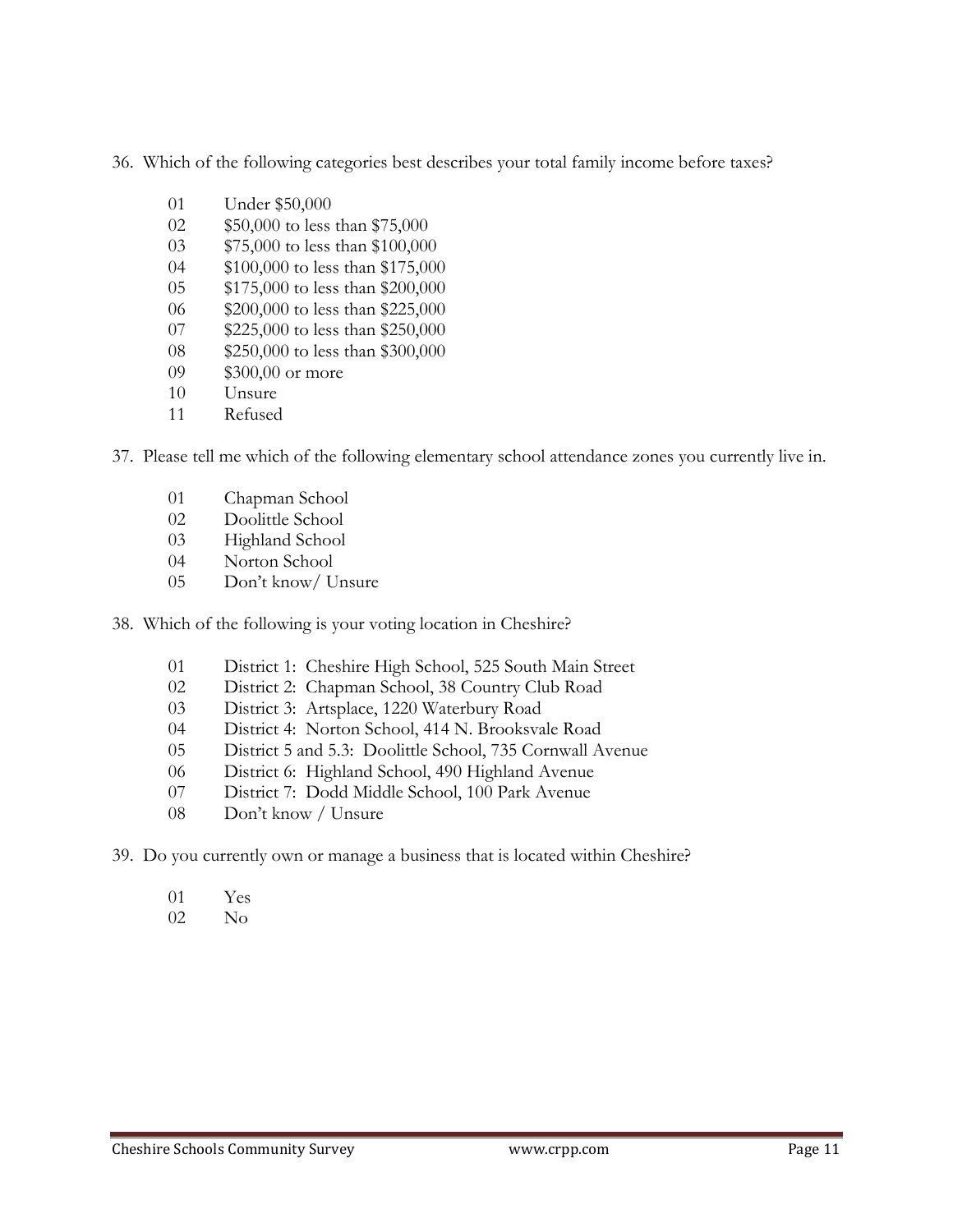36. Which of the following categories best describes your total family income before taxes?

    01 Under $50,000
    02 $50,000 to less than $75,000
    03 $75,000 to less than $100,000
    04 $100,000 to less than $175,000
    05 $175,000 to less than $200,000
    06 $200,000 to less than $225,000
    07 $225,000 to less than $250,000
    08 $250,000 to less than $300,000
    09 $300,00 or more
    10 Unsure
    11 Refused

37. Please tell me which of the following elementary school attendance zones you currently live in.

    01 Chapman School
    02 Doolittle School
    03 Highland School
    04 Norton School
    05 Don't know/ Unsure

38. Which of the following is your voting location in Cheshire?

    01 District 1: Cheshire High School, 525 South Main Street
    02 District 2: Chapman School, 38 Country Club Road
    03 District 3: Artsplace, 1220 Waterbury Road
    04 District 4: Norton School, 414 N. Brooksvale Road
    05 District 5 and 5.3: Doolittle School, 735 Cornwall Avenue
    06 District 6: Highland School, 490 Highland Avenue
    07 District 7: Dodd Middle School, 100 Park Avenue
    08 Don't know / Unsure

39. Do you currently own or manage a business that is located within Cheshire?

    01 Yes
    02 No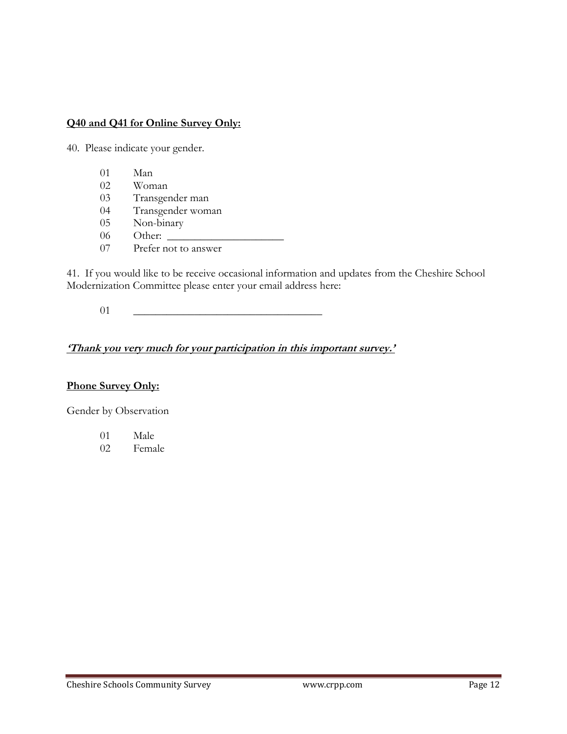**Q40 and Q41 for Online Survey Only:**

40. Please indicate your gender.

01 Man
02 Woman
03 Transgender man
04 Transgender woman
05 Non-binary
06 Other: ______________________
07 Prefer not to answer

41. If you would like to be receive occasional information and updates from the Cheshire School Modernization Committee please enter your email address here:

01 ____________________________________

***'Thank you very much for your participation in this important survey.'***

**Phone Survey Only:**

Gender by Observation

01 Male
02 Female